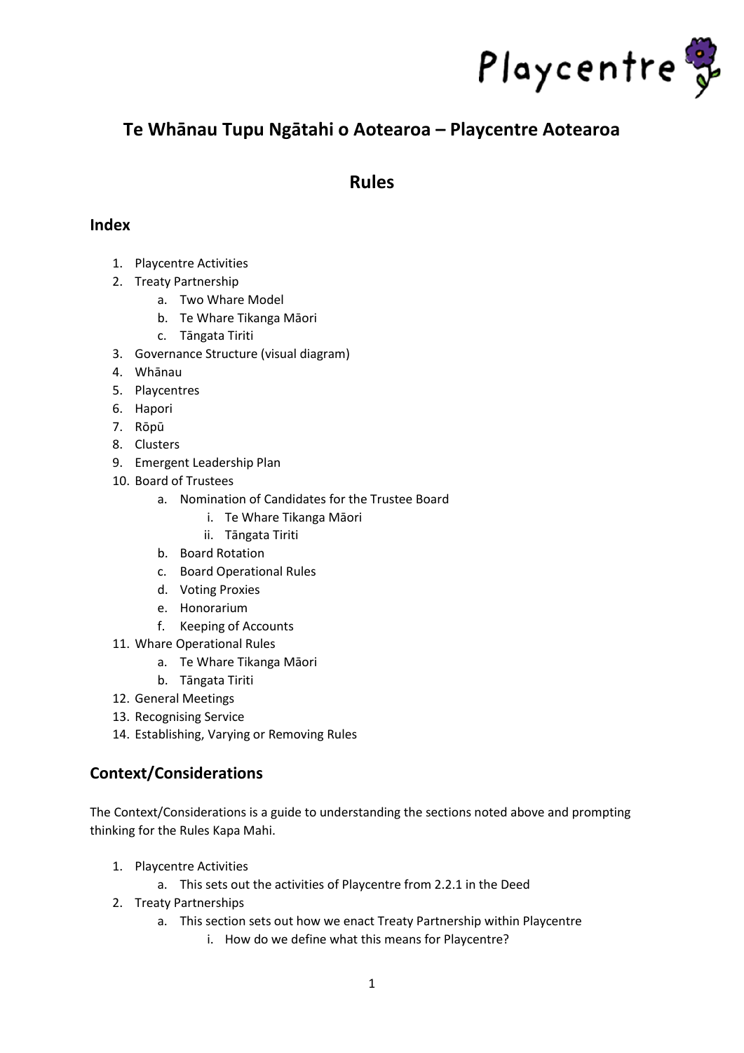# Te Whānau Tupu Ngātahi o Aotearoa – Playcentre Aotearoa

# Rules

## Index

1. Playcentre Activities
2. Treaty Partnership
    a. Two Whare Model
    b. Te Whare Tikanga Māori
    c. Tāngata Tiriti
3. Governance Structure (visual diagram)
4. Whānau
5. Playcentres
6. Hapori
7. Rōpū
8. Clusters
9. Emergent Leadership Plan
10. Board of Trustees
    a. Nomination of Candidates for the Trustee Board
        i. Te Whare Tikanga Māori
        ii. Tāngata Tiriti
    b. Board Rotation
    c. Board Operational Rules
    d. Voting Proxies
    e. Honorarium
    f. Keeping of Accounts
11. Whare Operational Rules
    a. Te Whare Tikanga Māori
    b. Tāngata Tiriti
12. General Meetings
13. Recognising Service
14. Establishing, Varying or Removing Rules

## Context/Considerations

The Context/Considerations is a guide to understanding the sections noted above and prompting thinking for the Rules Kapa Mahi.

1. Playcentre Activities
    a. This sets out the activities of Playcentre from 2.2.1 in the Deed
2. Treaty Partnerships
    a. This section sets out how we enact Treaty Partnership within Playcentre
        i. How do we define what this means for Playcentre?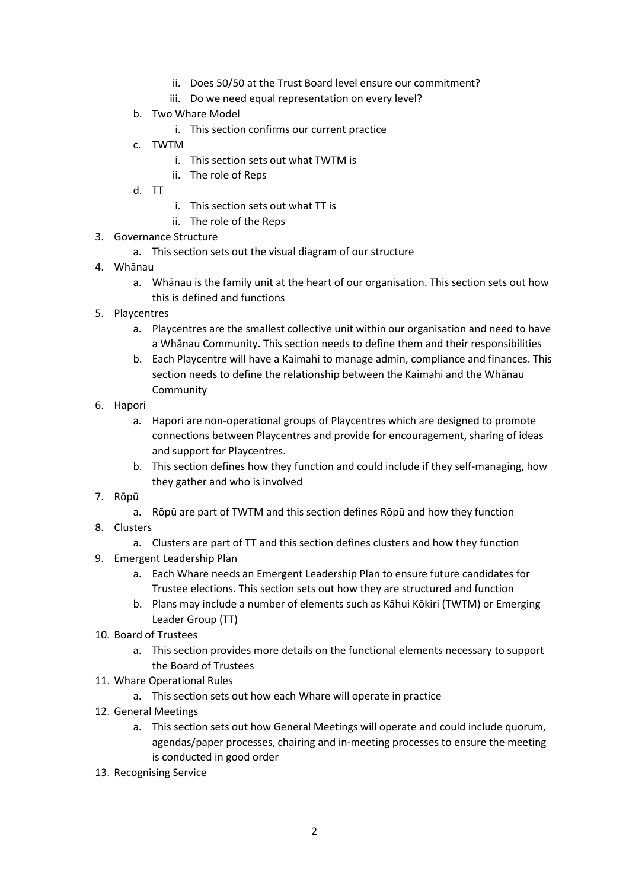- ii. Does 50/50 at the Trust Board level ensure our commitment?
    - iii. Do we need equal representation on every level?
  - b. Two Whare Model
    - i. This section confirms our current practice
  - c. TWTM
    - i. This section sets out what TWTM is
    - ii. The role of Reps
  - d. TT
    - i. This section sets out what TT is
    - ii. The role of the Reps

3. Governance Structure
   - a. This section sets out the visual diagram of our structure
4. Whānau
   - a. Whānau is the family unit at the heart of our organisation. This section sets out how this is defined and functions
5. Playcentres
   - a. Playcentres are the smallest collective unit within our organisation and need to have a Whānau Community. This section needs to define them and their responsibilities
   - b. Each Playcentre will have a Kaimahi to manage admin, compliance and finances. This section needs to define the relationship between the Kaimahi and the Whānau Community
6. Hapori
   - a. Hapori are non-operational groups of Playcentres which are designed to promote connections between Playcentres and provide for encouragement, sharing of ideas and support for Playcentres.
   - b. This section defines how they function and could include if they self-managing, how they gather and who is involved
7. Rōpū
   - a. Rōpū are part of TWTM and this section defines Rōpū and how they function
8. Clusters
   - a. Clusters are part of TT and this section defines clusters and how they function
9. Emergent Leadership Plan
   - a. Each Whare needs an Emergent Leadership Plan to ensure future candidates for Trustee elections. This section sets out how they are structured and function
   - b. Plans may include a number of elements such as Kāhui Kōkiri (TWTM) or Emerging Leader Group (TT)
10. Board of Trustees
    - a. This section provides more details on the functional elements necessary to support the Board of Trustees
11. Whare Operational Rules
    - a. This section sets out how each Whare will operate in practice
12. General Meetings
    - a. This section sets out how General Meetings will operate and could include quorum, agendas/paper processes, chairing and in-meeting processes to ensure the meeting is conducted in good order
13. Recognising Service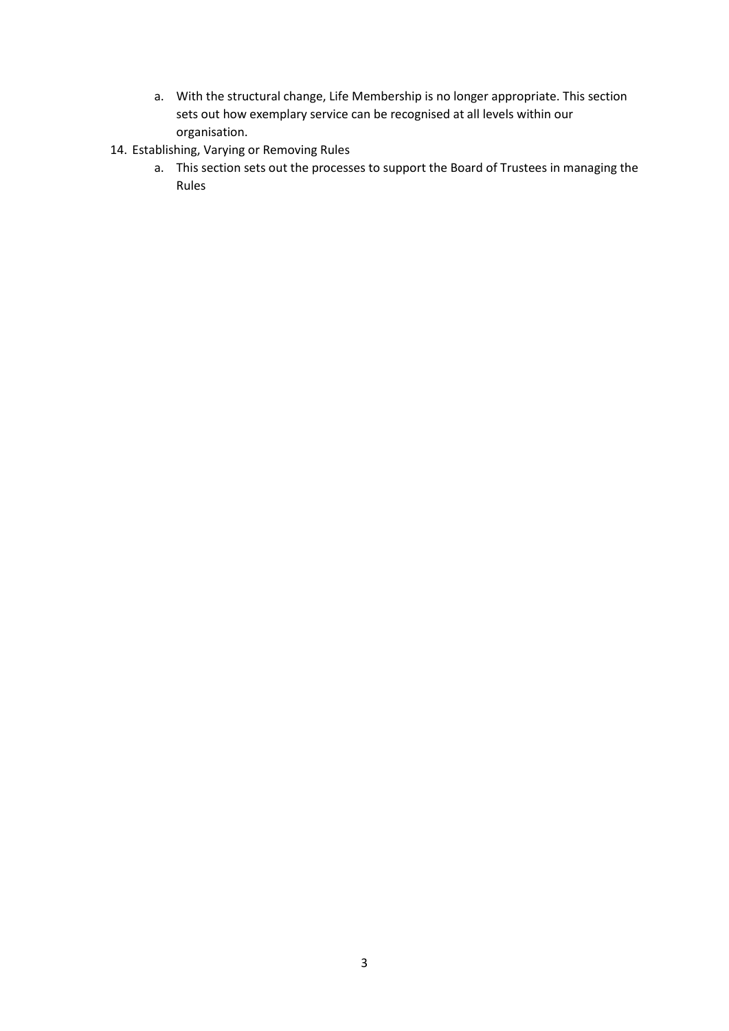a. With the structural change, Life Membership is no longer appropriate. This section sets out how exemplary service can be recognised at all levels within our organisation.

14. Establishing, Varying or Removing Rules
    a. This section sets out the processes to support the Board of Trustees in managing the Rules